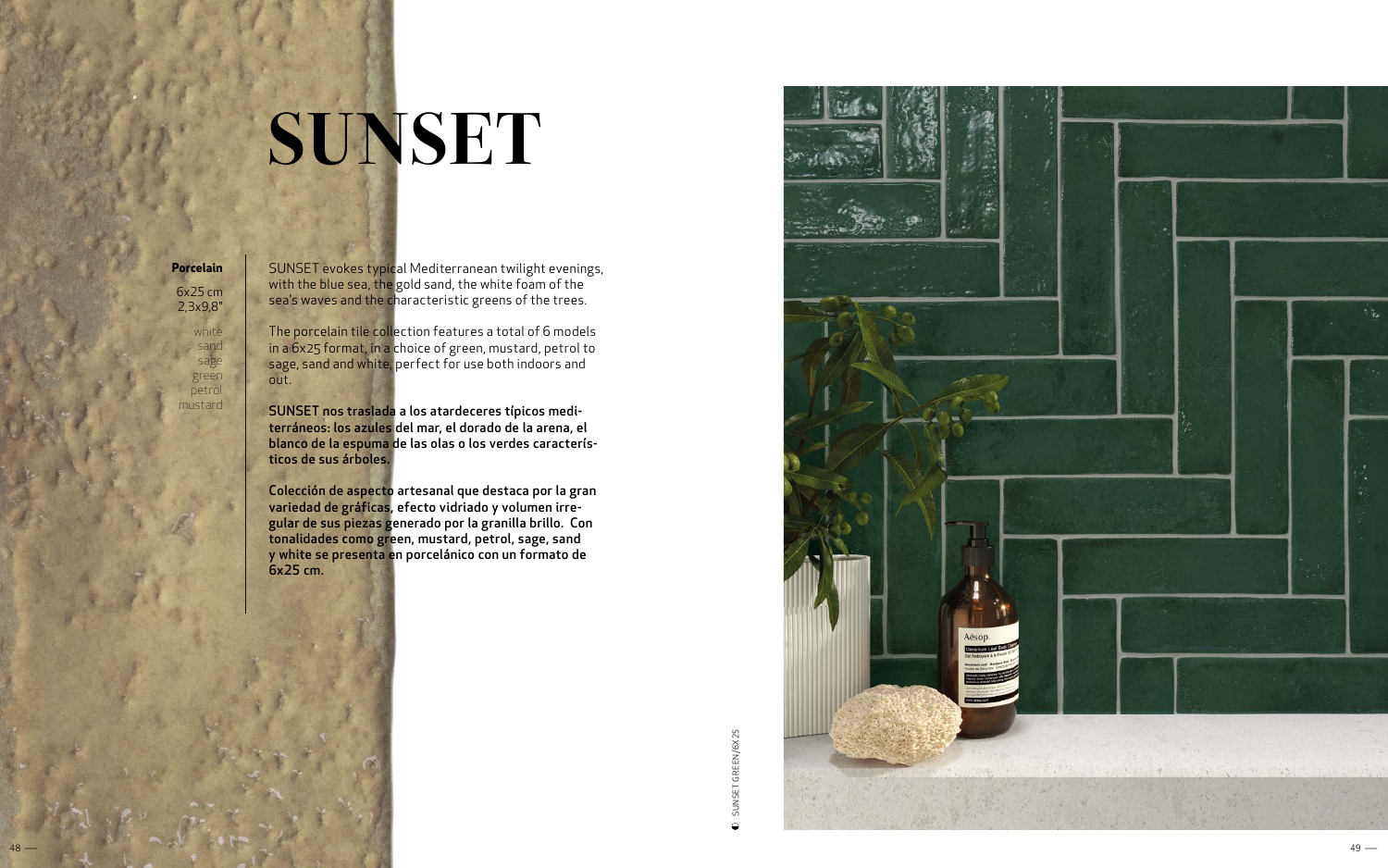# SUNSET

**Porcelain**

6x25 cm
2,3x9,8"

white
sand
sage
green
petrol
mustard

SUNSET evokes typical Mediterranean twilight evenings, with the blue sea, the gold sand, the white foam of the sea's waves and the characteristic greens of the trees.

The porcelain tile collection features a total of 6 models in a 6x25 format, in a choice of green, mustard, petrol to sage, sand and white, perfect for use both indoors and out.

**SUNSET nos traslada a los atardeceres típicos mediterráneos: los azules del mar, el dorado de la arena, el blanco de la espuma de las olas o los verdes característicos de sus árboles.**

**Colección de aspecto artesanal que destaca por la gran variedad de gráficas, efecto vidriado y volumen irregular de sus piezas generado por la granilla brillo. Con tonalidades como green, mustard, petrol, sage, sand y white se presenta en porcelánico con un formato de 6x25 cm.**

SUNSET GREEN/6X25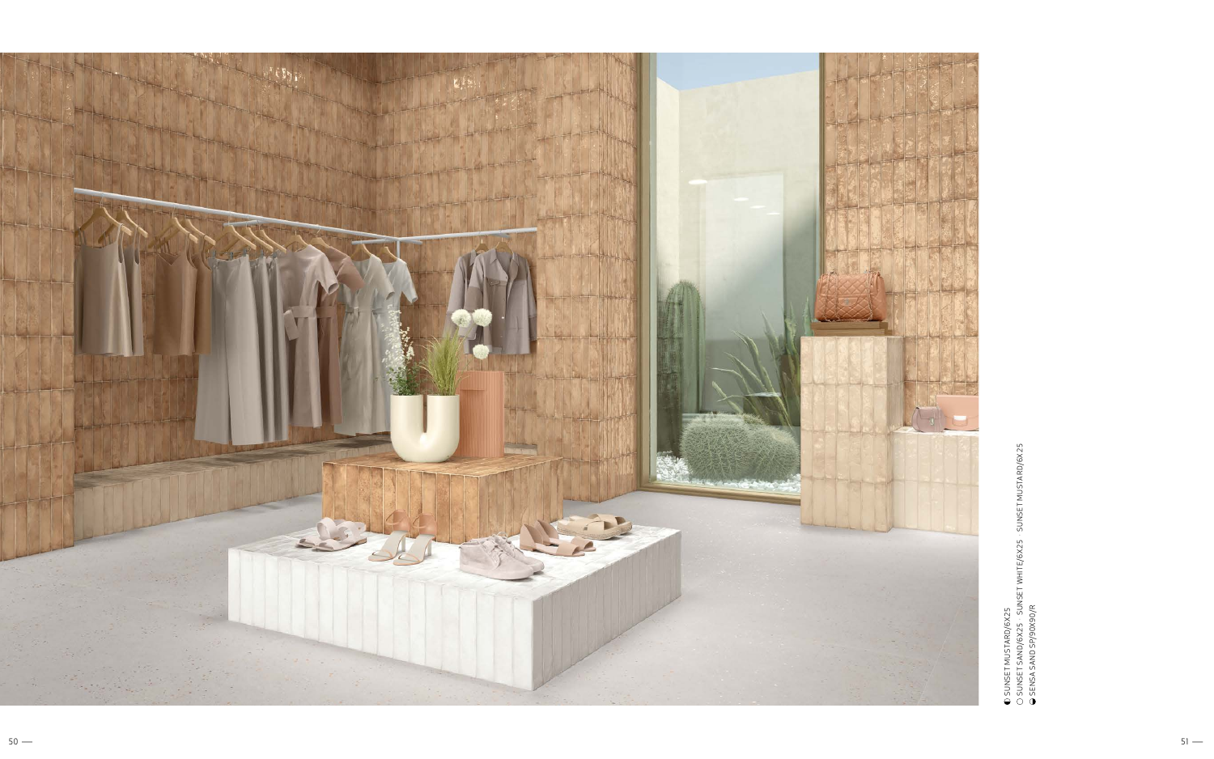◐ SUNSET MUSTARD/6X25
○ SUNSET SAND/6X25 SUNSET WHITE/6X25 SUNSET MUSTARD/6X25
◑ SENSA SAND SP/90X90/R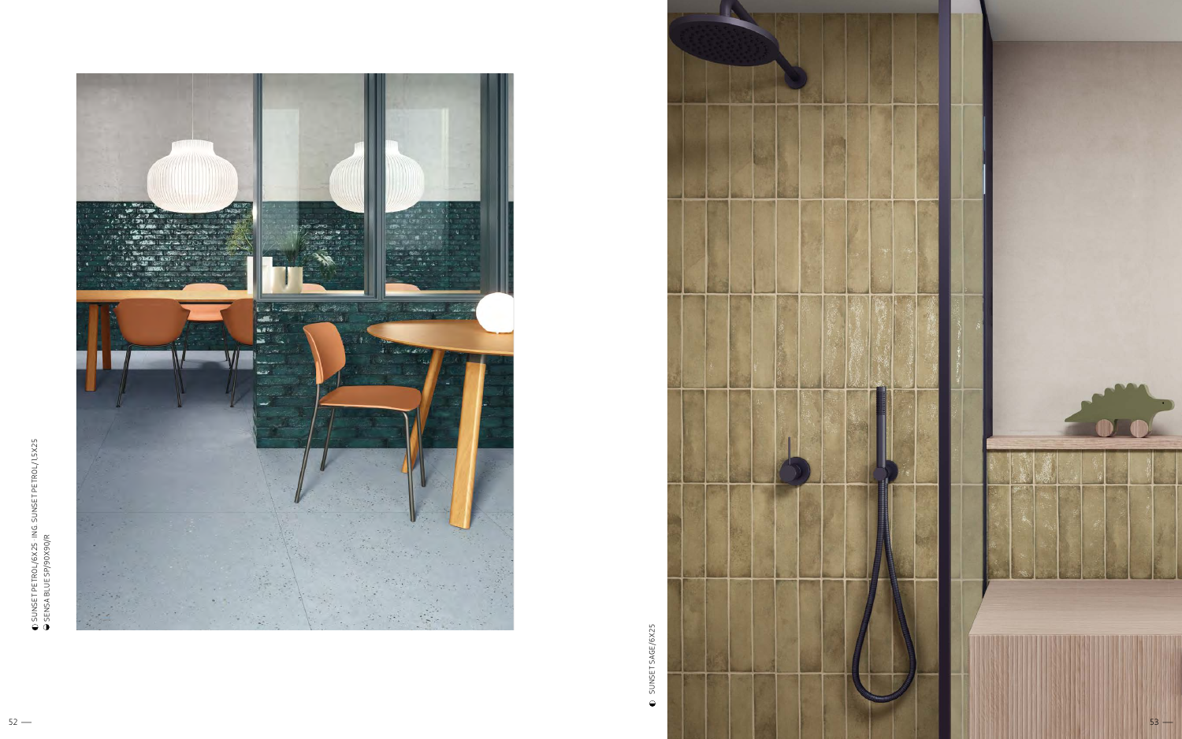◐ SUNSET PETROL/6X25 · ING SUNSET PETROL/15X25
◑ SENSA BLUE SP/90X90/R

◐ SUNSET SAGE/6X25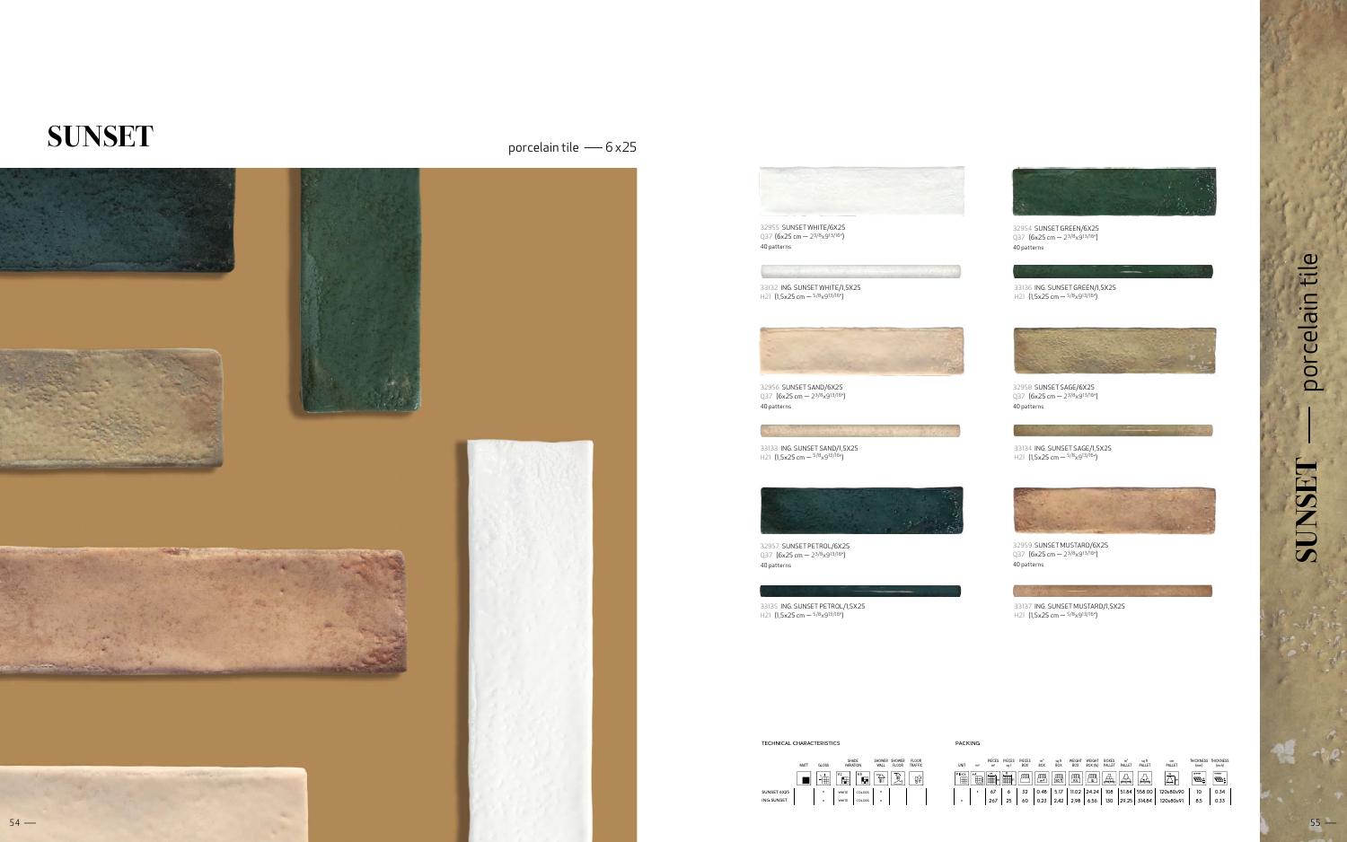# SUNSET

porcelain tile — 6 x 25

32955 SUNSET WHITE/6X25
Q37 [6x25 cm — 2³/₈x9¹³/₁₆"]
40 patterns

32954 SUNSET GREEN/6X25
Q37 [6x25 cm — 2³/₈x9¹³/₁₆"]
40 patterns

33132 ING. SUNSET WHITE/1,5X25
H21 [1,5x25 cm — ⁵/₈x9¹³/₁₆"]

33136 ING. SUNSET GREEN/1,5X25
H21 [1,5x25 cm — ⁵/₈x9¹³/₁₆"]

32956 SUNSET SAND/6X25
Q37 [6x25 cm — 2³/₈x9¹³/₁₆"]
40 patterns

32958 SUNSET SAGE/6X25
Q37 [6x25 cm — 2³/₈x9¹³/₁₆"]
40 patterns

33133 ING. SUNSET SAND/1,5X25
H21 [1,5x25 cm — ⁵/₈x9¹³/₁₆"]

33134 ING. SUNSET SAGE/1,5X25
H21 [1,5x25 cm — ⁵/₈x9¹³/₁₆"]

32957 SUNSET PETROL/6X25
Q37 [6x25 cm — 2³/₈x9¹³/₁₆"]
40 patterns

32959 SUNSET MUSTARD/6X25
Q37 [6x25 cm — 2³/₈x9¹³/₁₆"]
40 patterns

33135 ING. SUNSET PETROL/1,5X25
H21 [1,5x25 cm — ⁵/₈x9¹³/₁₆"]

33137 ING. SUNSET MUSTARD/1,5X25
H21 [1,5x25 cm — ⁵/₈x9¹³/₁₆"]

TECHNICAL CHARACTERISTICS

| | MATT | GLOSS | | | SHADE VARIATION | | SHOWER WALL | SHOWER FLOOR | FLOOR TRAFFIC |
|---|---|---|---|---|---|---|---|---|---|
| SUNSET 6X25 | | • | | WHITE | | COLOURS | • | | |
| ING. SUNSET | | • | | WHITE | | COLOURS | • | | |

PACKING

| UNIT | m² | PIECES m² | PIECES sq.f | PIECES BOX | m² BOX | sq.ft BOX | WEIGHT BOX | WEIGHT BOX (lb) | BOXES PALLET | m² PALLET | sq.ft PALLET | cm PALLET | THICKNESS (mm) | THICKNESS (inch) |
|---|---|---|---|---|---|---|---|---|---|---|---|---|---|---|
| | • | 67 | 6 | 32 | 0.48 | 5.17 | 11.02 | 24.24 | 108 | 51.84 | 558.00 | 120x80x90 | 10 | 0.34 |
| • | | 267 | 25 | 60 | 0.23 | 2.42 | 2.98 | 6.56 | 130 | 29.25 | 314.84 | 120x80x91 | 8.5 | 0.33 |

SUNSET — porcelain tile